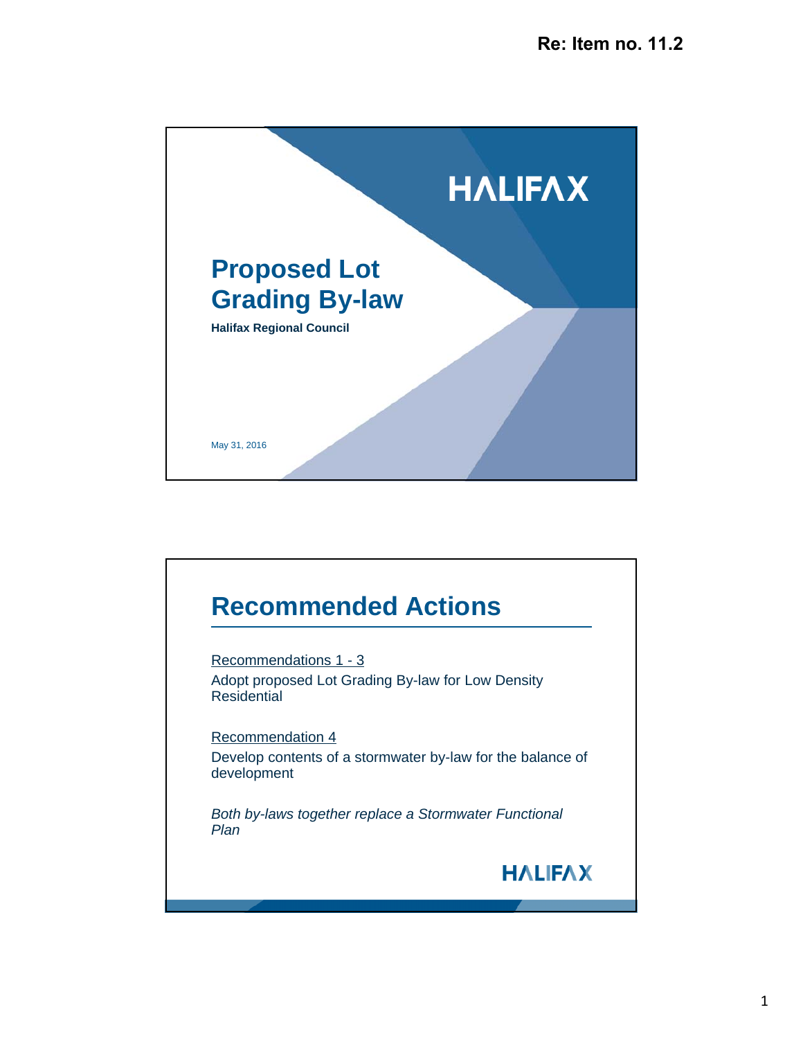Re: Item no. 11.2

# Proposed Lot Grading By-law

**Halifax Regional Council**

May 31, 2016

## Recommended Actions

Recommendations 1 - 3

Adopt proposed Lot Grading By-law for Low Density Residential

Recommendation 4

Develop contents of a stormwater by-law for the balance of development

*Both by-laws together replace a Stormwater Functional Plan*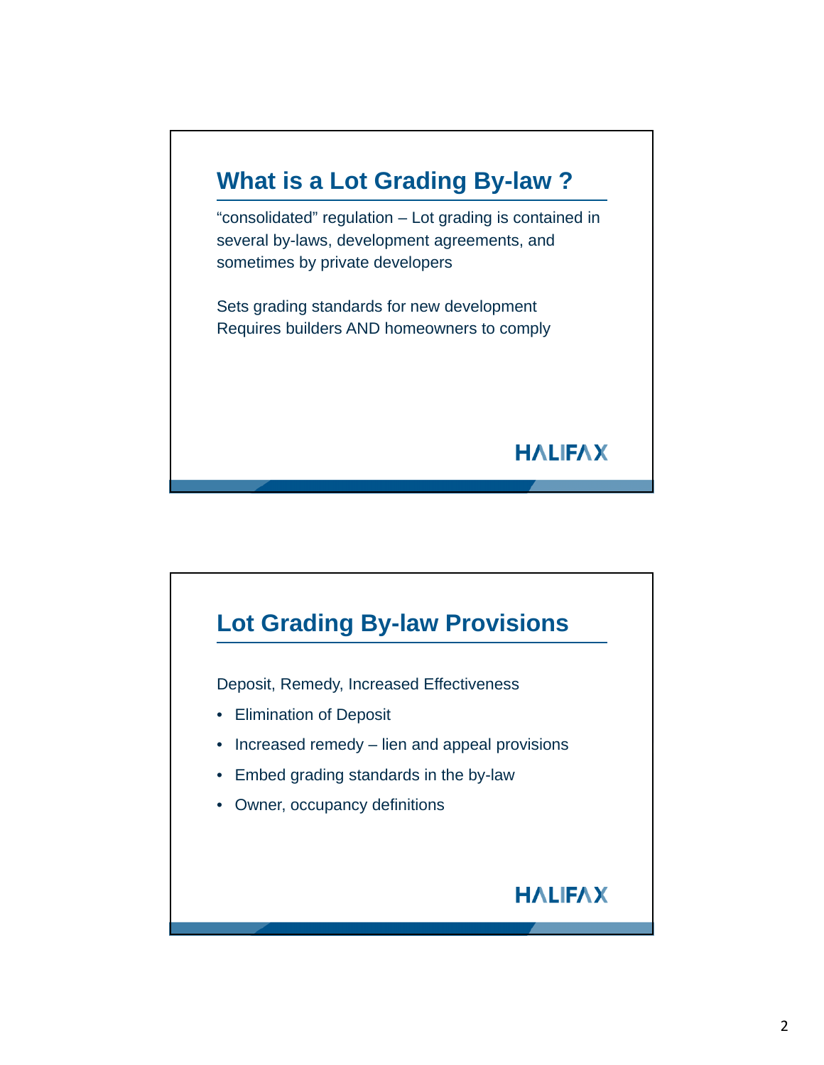## What is a Lot Grading By-law ?

"consolidated" regulation – Lot grading is contained in several by-laws, development agreements, and sometimes by private developers

Sets grading standards for new development
Requires builders AND homeowners to comply

HALIFAX

## Lot Grading By-law Provisions

Deposit, Remedy, Increased Effectiveness

- Elimination of Deposit
- Increased remedy – lien and appeal provisions
- Embed grading standards in the by-law
- Owner, occupancy definitions

HALIFAX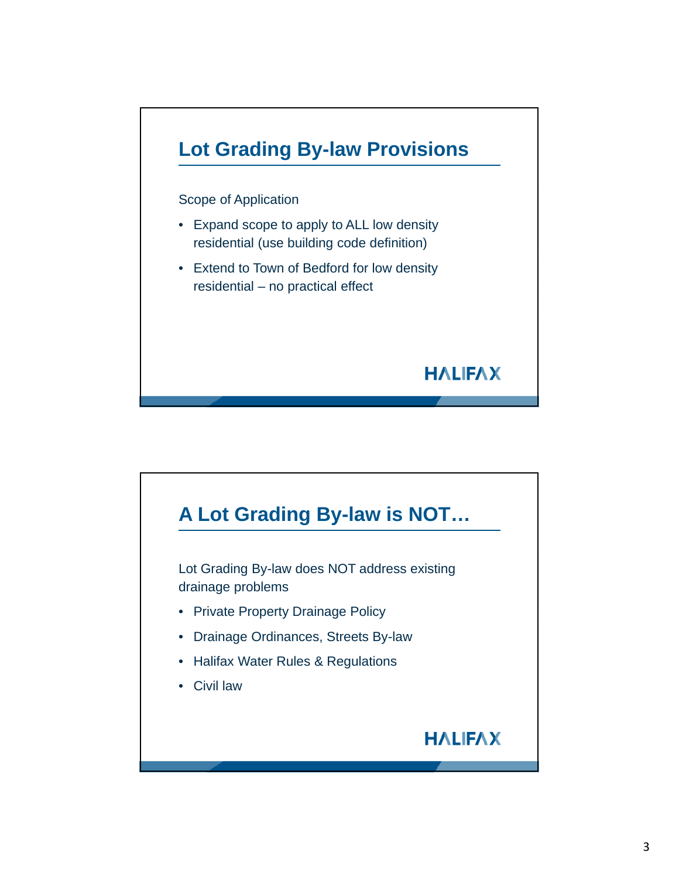## Lot Grading By-law Provisions

Scope of Application

- Expand scope to apply to ALL low density residential (use building code definition)
- Extend to Town of Bedford for low density residential – no practical effect

HALIFAX

## A Lot Grading By-law is NOT…

Lot Grading By-law does NOT address existing drainage problems

- Private Property Drainage Policy
- Drainage Ordinances, Streets By-law
- Halifax Water Rules & Regulations
- Civil law

HALIFAX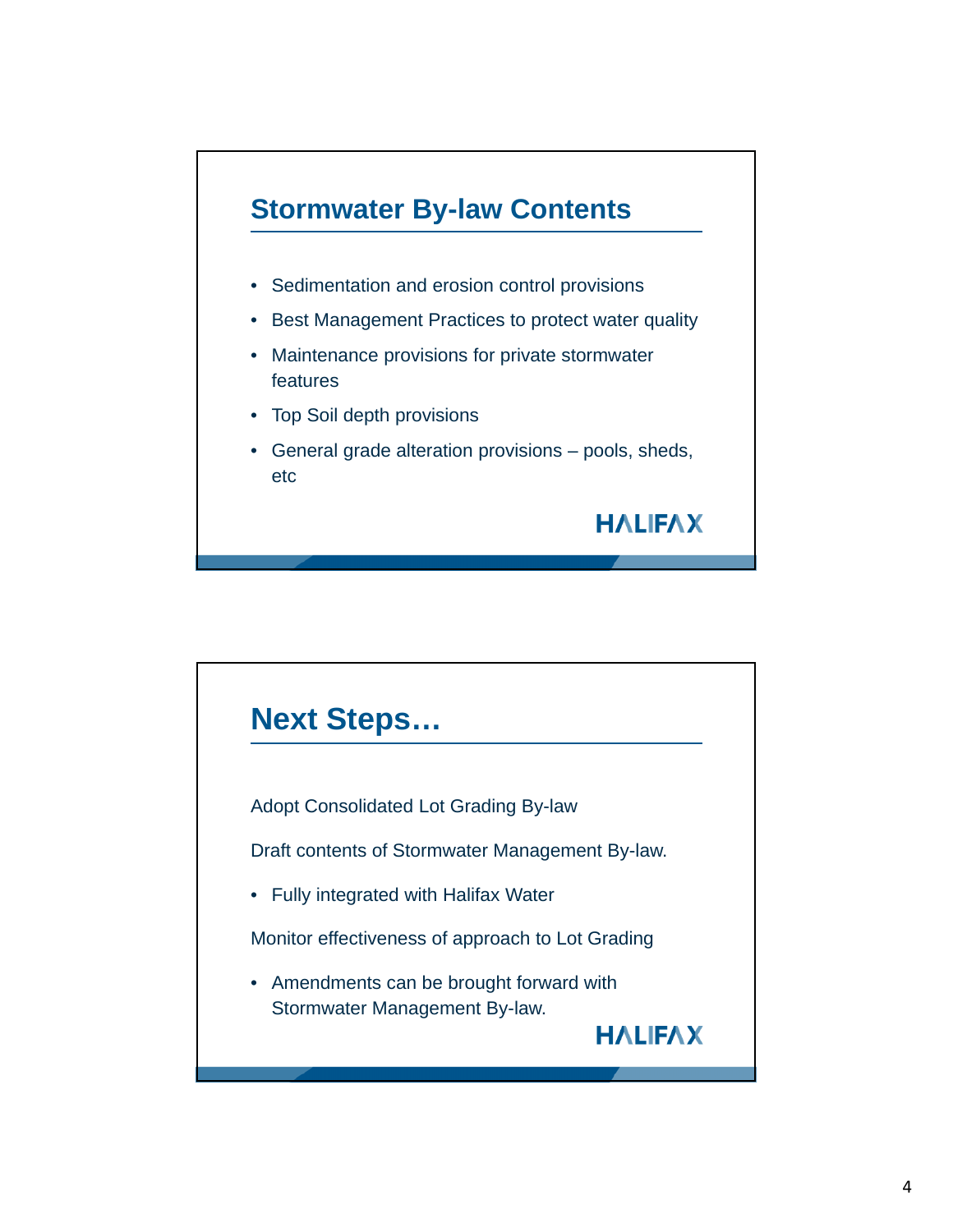## Stormwater By-law Contents

- Sedimentation and erosion control provisions
- Best Management Practices to protect water quality
- Maintenance provisions for private stormwater features
- Top Soil depth provisions
- General grade alteration provisions – pools, sheds, etc

HALIFAX

## Next Steps…

Adopt Consolidated Lot Grading By-law

Draft contents of Stormwater Management By-law.

- Fully integrated with Halifax Water

Monitor effectiveness of approach to Lot Grading

- Amendments can be brought forward with Stormwater Management By-law.

HALIFAX